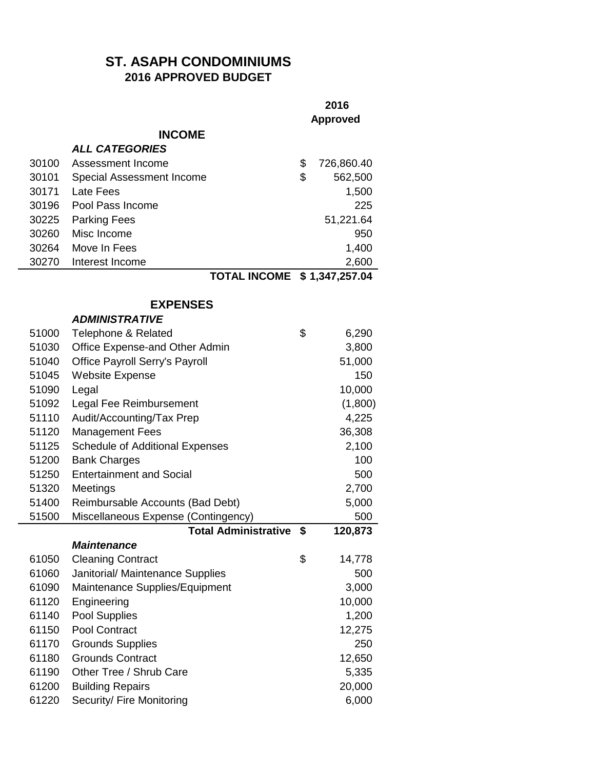# ST. ASAPH CONDOMINIUMS

## 2016 APPROVED BUDGET

| | | 2016 Approved |
|---|---|---|
| | **INCOME** | |
| | ***ALL CATEGORIES*** | |
| 30100 | Assessment Income | $ 726,860.40 |
| 30101 | Special Assessment Income | $ 562,500 |
| 30171 | Late Fees | 1,500 |
| 30196 | Pool Pass Income | 225 |
| 30225 | Parking Fees | 51,221.64 |
| 30260 | Misc Income | 950 |
| 30264 | Move In Fees | 1,400 |
| 30270 | Interest Income | 2,600 |
| | **TOTAL INCOME** | **$ 1,347,257.04** |
| | | |
| | **EXPENSES** | |
| | ***ADMINISTRATIVE*** | |
| 51000 | Telephone & Related | $ 6,290 |
| 51030 | Office Expense-and Other Admin | 3,800 |
| 51040 | Office Payroll Serry's Payroll | 51,000 |
| 51045 | Website Expense | 150 |
| 51090 | Legal | 10,000 |
| 51092 | Legal Fee Reimbursement | (1,800) |
| 51110 | Audit/Accounting/Tax Prep | 4,225 |
| 51120 | Management Fees | 36,308 |
| 51125 | Schedule of Additional Expenses | 2,100 |
| 51200 | Bank Charges | 100 |
| 51250 | Entertainment and Social | 500 |
| 51320 | Meetings | 2,700 |
| 51400 | Reimbursable Accounts (Bad Debt) | 5,000 |
| 51500 | Miscellaneous Expense (Contingency) | 500 |
| | **Total Administrative** | **$ 120,873** |
| | ***Maintenance*** | |
| 61050 | Cleaning Contract | $ 14,778 |
| 61060 | Janitorial/ Maintenance Supplies | 500 |
| 61090 | Maintenance Supplies/Equipment | 3,000 |
| 61120 | Engineering | 10,000 |
| 61140 | Pool Supplies | 1,200 |
| 61150 | Pool Contract | 12,275 |
| 61170 | Grounds Supplies | 250 |
| 61180 | Grounds Contract | 12,650 |
| 61190 | Other Tree / Shrub Care | 5,335 |
| 61200 | Building Repairs | 20,000 |
| 61220 | Security/ Fire Monitoring | 6,000 |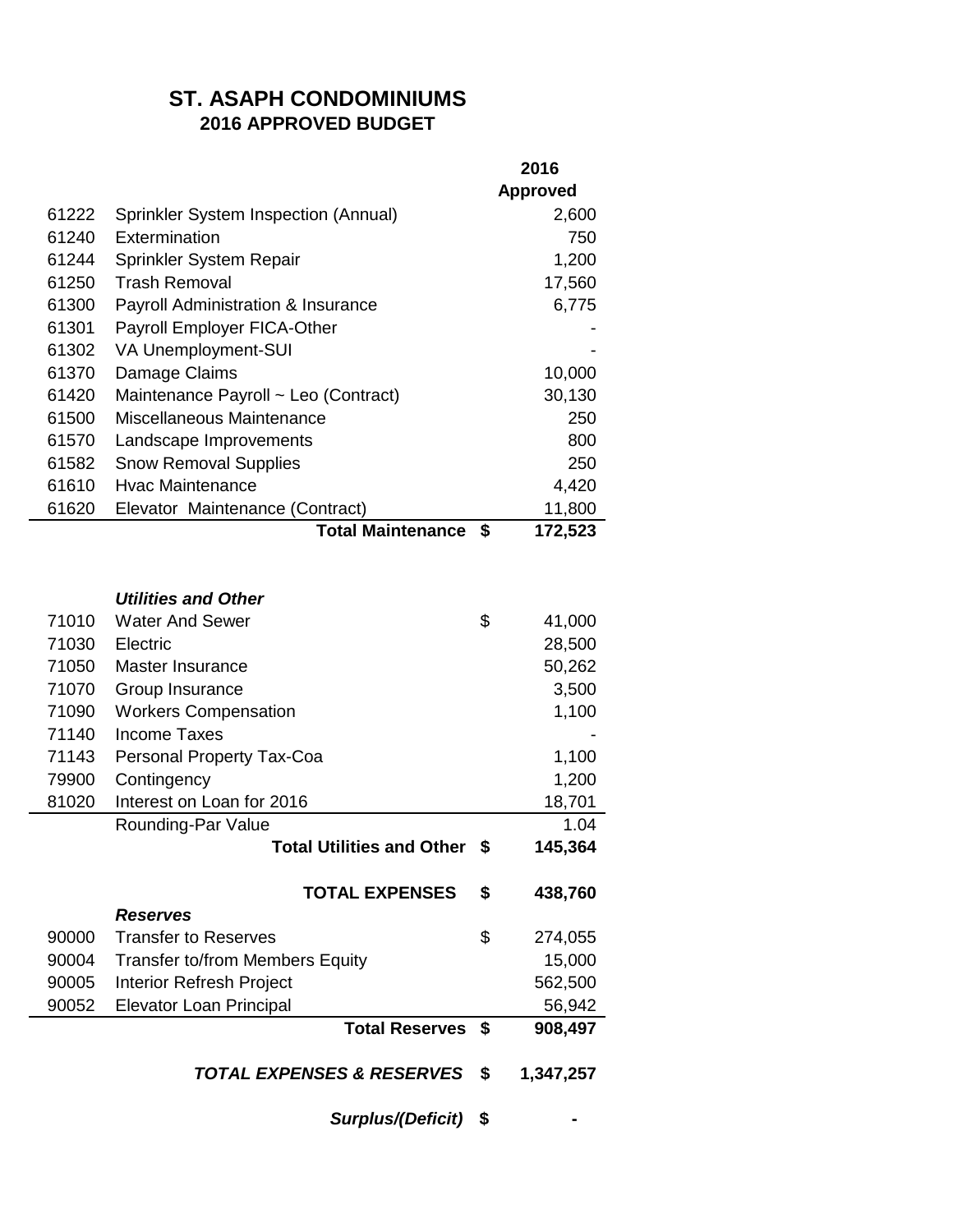# ST. ASAPH CONDOMINIUMS
## 2016 APPROVED BUDGET

| | | | 2016 Approved |
|---|---|---|---|
| 61222 | Sprinkler System Inspection (Annual) | | 2,600 |
| 61240 | Extermination | | 750 |
| 61244 | Sprinkler System Repair | | 1,200 |
| 61250 | Trash Removal | | 17,560 |
| 61300 | Payroll Administration & Insurance | | 6,775 |
| 61301 | Payroll Employer FICA-Other | | - |
| 61302 | VA Unemployment-SUI | | - |
| 61370 | Damage Claims | | 10,000 |
| 61420 | Maintenance Payroll ~ Leo (Contract) | | 30,130 |
| 61500 | Miscellaneous Maintenance | | 250 |
| 61570 | Landscape Improvements | | 800 |
| 61582 | Snow Removal Supplies | | 250 |
| 61610 | Hvac Maintenance | | 4,420 |
| 61620 | Elevator Maintenance (Contract) | | 11,800 |
| | **Total Maintenance** | **$** | **172,523** |
| | | | |
| | ***Utilities and Other*** | | |
| 71010 | Water And Sewer | $ | 41,000 |
| 71030 | Electric | | 28,500 |
| 71050 | Master Insurance | | 50,262 |
| 71070 | Group Insurance | | 3,500 |
| 71090 | Workers Compensation | | 1,100 |
| 71140 | Income Taxes | | - |
| 71143 | Personal Property Tax-Coa | | 1,100 |
| 79900 | Contingency | | 1,200 |
| 81020 | Interest on Loan for 2016 | | 18,701 |
| | Rounding-Par Value | | 1.04 |
| | **Total Utilities and Other** | **$** | **145,364** |
| | | | |
| | **TOTAL EXPENSES** | **$** | **438,760** |
| | ***Reserves*** | | |
| 90000 | Transfer to Reserves | $ | 274,055 |
| 90004 | Transfer to/from Members Equity | | 15,000 |
| 90005 | Interior Refresh Project | | 562,500 |
| 90052 | Elevator Loan Principal | | 56,942 |
| | **Total Reserves** | **$** | **908,497** |
| | | | |
| | ***TOTAL EXPENSES & RESERVES*** | **$** | **1,347,257** |
| | | | |
| | ***Surplus/(Deficit)*** | **$** | **-** |